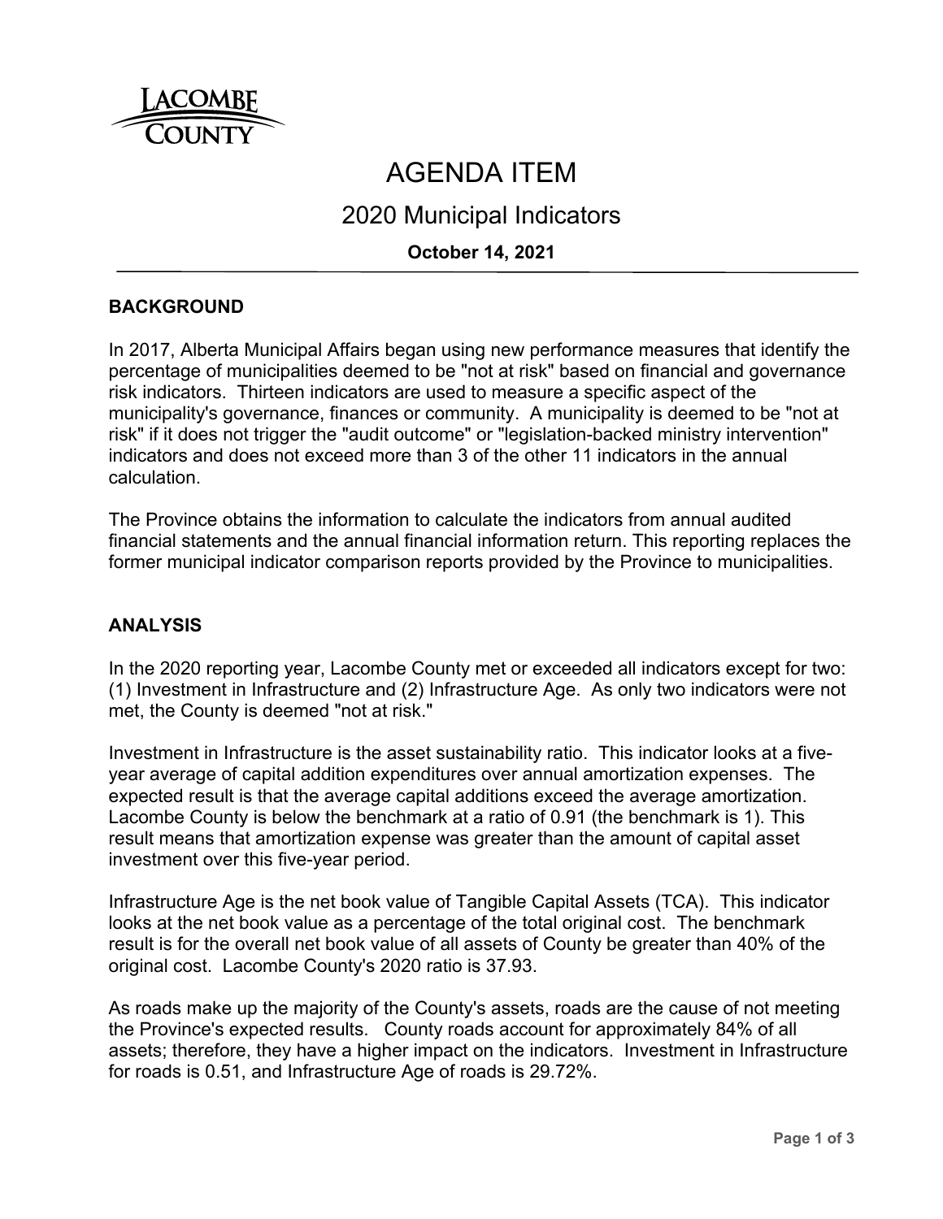# AGENDA ITEM

## 2020 Municipal Indicators

**October 14, 2021**

---

### BACKGROUND

In 2017, Alberta Municipal Affairs began using new performance measures that identify the percentage of municipalities deemed to be "not at risk" based on financial and governance risk indicators. Thirteen indicators are used to measure a specific aspect of the municipality's governance, finances or community. A municipality is deemed to be "not at risk" if it does not trigger the "audit outcome" or "legislation-backed ministry intervention" indicators and does not exceed more than 3 of the other 11 indicators in the annual calculation.

The Province obtains the information to calculate the indicators from annual audited financial statements and the annual financial information return. This reporting replaces the former municipal indicator comparison reports provided by the Province to municipalities.

### ANALYSIS

In the 2020 reporting year, Lacombe County met or exceeded all indicators except for two: (1) Investment in Infrastructure and (2) Infrastructure Age. As only two indicators were not met, the County is deemed "not at risk."

Investment in Infrastructure is the asset sustainability ratio. This indicator looks at a five-year average of capital addition expenditures over annual amortization expenses. The expected result is that the average capital additions exceed the average amortization. Lacombe County is below the benchmark at a ratio of 0.91 (the benchmark is 1). This result means that amortization expense was greater than the amount of capital asset investment over this five-year period.

Infrastructure Age is the net book value of Tangible Capital Assets (TCA). This indicator looks at the net book value as a percentage of the total original cost. The benchmark result is for the overall net book value of all assets of County be greater than 40% of the original cost. Lacombe County's 2020 ratio is 37.93.

As roads make up the majority of the County's assets, roads are the cause of not meeting the Province's expected results. County roads account for approximately 84% of all assets; therefore, they have a higher impact on the indicators. Investment in Infrastructure for roads is 0.51, and Infrastructure Age of roads is 29.72%.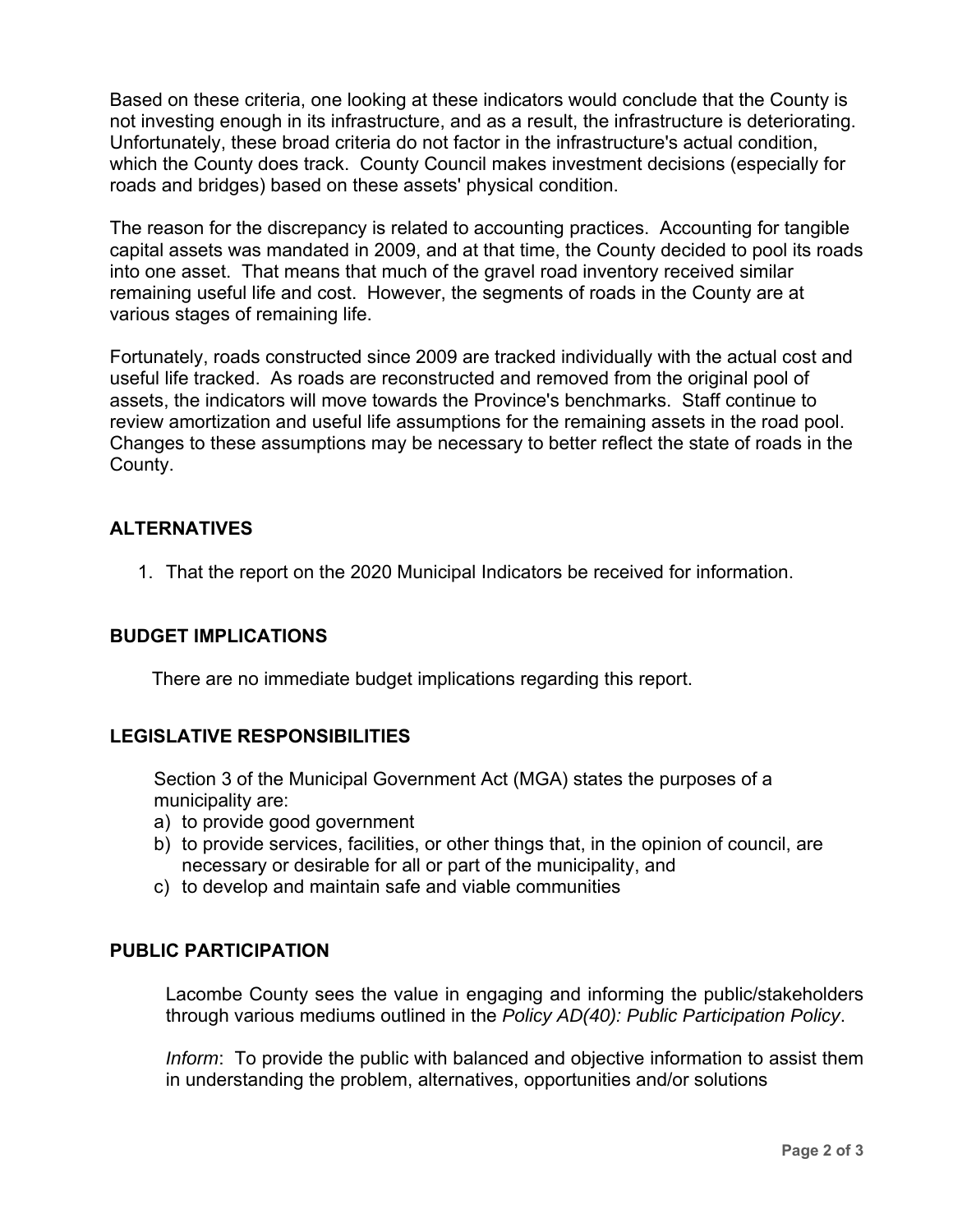Based on these criteria, one looking at these indicators would conclude that the County is not investing enough in its infrastructure, and as a result, the infrastructure is deteriorating. Unfortunately, these broad criteria do not factor in the infrastructure's actual condition, which the County does track. County Council makes investment decisions (especially for roads and bridges) based on these assets' physical condition.

The reason for the discrepancy is related to accounting practices. Accounting for tangible capital assets was mandated in 2009, and at that time, the County decided to pool its roads into one asset. That means that much of the gravel road inventory received similar remaining useful life and cost. However, the segments of roads in the County are at various stages of remaining life.

Fortunately, roads constructed since 2009 are tracked individually with the actual cost and useful life tracked. As roads are reconstructed and removed from the original pool of assets, the indicators will move towards the Province's benchmarks. Staff continue to review amortization and useful life assumptions for the remaining assets in the road pool. Changes to these assumptions may be necessary to better reflect the state of roads in the County.

## ALTERNATIVES

1. That the report on the 2020 Municipal Indicators be received for information.

## BUDGET IMPLICATIONS

There are no immediate budget implications regarding this report.

## LEGISLATIVE RESPONSIBILITIES

Section 3 of the Municipal Government Act (MGA) states the purposes of a municipality are:

a) to provide good government
b) to provide services, facilities, or other things that, in the opinion of council, are necessary or desirable for all or part of the municipality, and
c) to develop and maintain safe and viable communities

## PUBLIC PARTICIPATION

Lacombe County sees the value in engaging and informing the public/stakeholders through various mediums outlined in the *Policy AD(40): Public Participation Policy*.

*Inform*: To provide the public with balanced and objective information to assist them in understanding the problem, alternatives, opportunities and/or solutions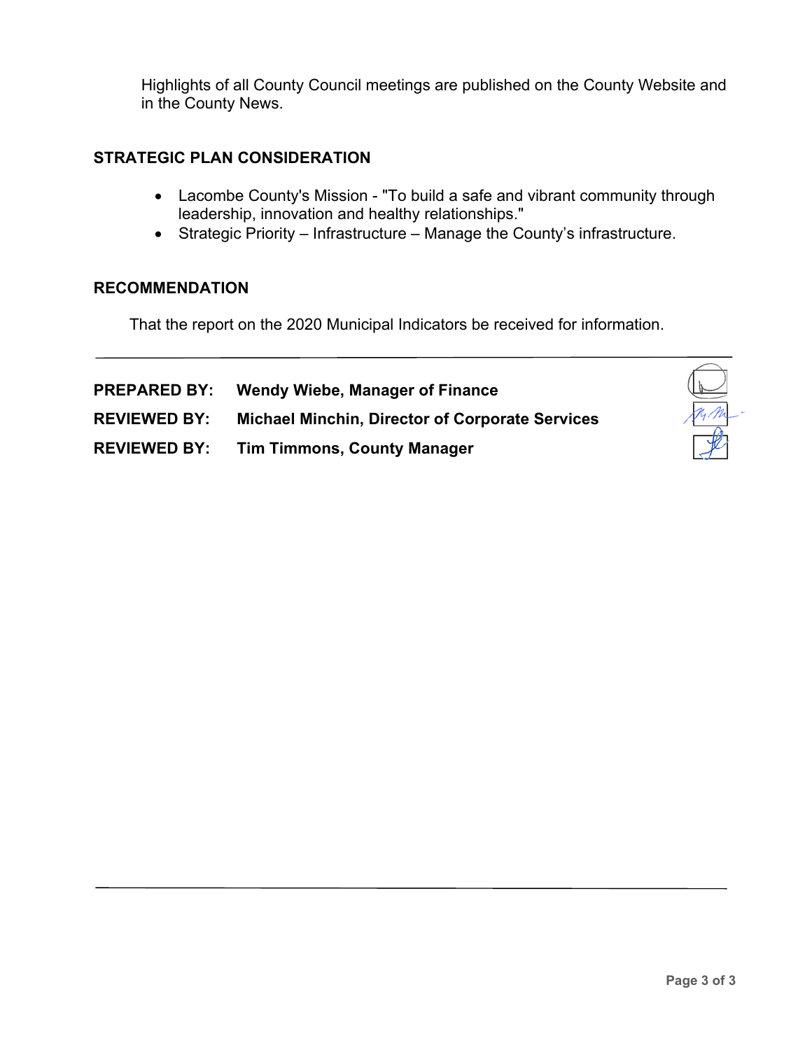Highlights of all County Council meetings are published on the County Website and in the County News.

## STRATEGIC PLAN CONSIDERATION

- Lacombe County's Mission - "To build a safe and vibrant community through leadership, innovation and healthy relationships."
- Strategic Priority – Infrastructure – Manage the County's infrastructure.

## RECOMMENDATION

That the report on the 2020 Municipal Indicators be received for information.

---

**PREPARED BY:** **Wendy Wiebe, Manager of Finance**

**REVIEWED BY:** **Michael Minchin, Director of Corporate Services**

**REVIEWED BY:** **Tim Timmons, County Manager**